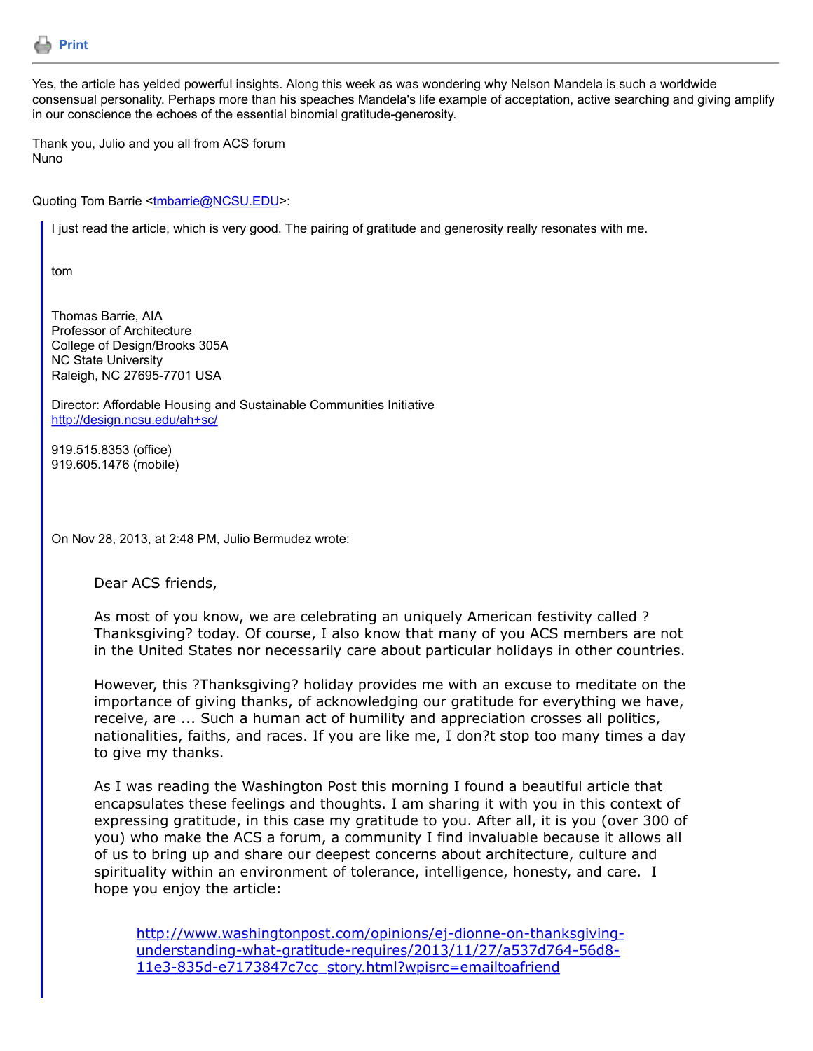Print

---

Yes, the article has yelded powerful insights. Along this week as was wondering why Nelson Mandela is such a worldwide consensual personality. Perhaps more than his speaches Mandela's life example of acceptation, active searching and giving amplify in our conscience the echoes of the essential binomial gratitude-generosity.

Thank you, Julio and you all from ACS forum
Nuno

Quoting Tom Barrie <tmbarrie@NCSU.EDU>:

> I just read the article, which is very good. The pairing of gratitude and generosity really resonates with me.
>
> tom
>
> Thomas Barrie, AIA
> Professor of Architecture
> College of Design/Brooks 305A
> NC State University
> Raleigh, NC 27695-7701 USA
>
> Director: Affordable Housing and Sustainable Communities Initiative
> http://design.ncsu.edu/ah+sc/
>
> 919.515.8353 (office)
> 919.605.1476 (mobile)
>
> On Nov 28, 2013, at 2:48 PM, Julio Bermudez wrote:
>
>> Dear ACS friends,
>>
>> As most of you know, we are celebrating an uniquely American festivity called ?Thanksgiving? today. Of course, I also know that many of you ACS members are not in the United States nor necessarily care about particular holidays in other countries.
>>
>> However, this ?Thanksgiving? holiday provides me with an excuse to meditate on the importance of giving thanks, of acknowledging our gratitude for everything we have, receive, are ... Such a human act of humility and appreciation crosses all politics, nationalities, faiths, and races. If you are like me, I don?t stop too many times a day to give my thanks.
>>
>> As I was reading the Washington Post this morning I found a beautiful article that encapsulates these feelings and thoughts. I am sharing it with you in this context of expressing gratitude, in this case my gratitude to you. After all, it is you (over 300 of you) who make the ACS a forum, a community I find invaluable because it allows all of us to bring up and share our deepest concerns about architecture, culture and spirituality within an environment of tolerance, intelligence, honesty, and care. I hope you enjoy the article:
>>
>>> http://www.washingtonpost.com/opinions/ej-dionne-on-thanksgiving-understanding-what-gratitude-requires/2013/11/27/a537d764-56d8-11e3-835d-e7173847c7cc_story.html?wpisrc=emailtoafriend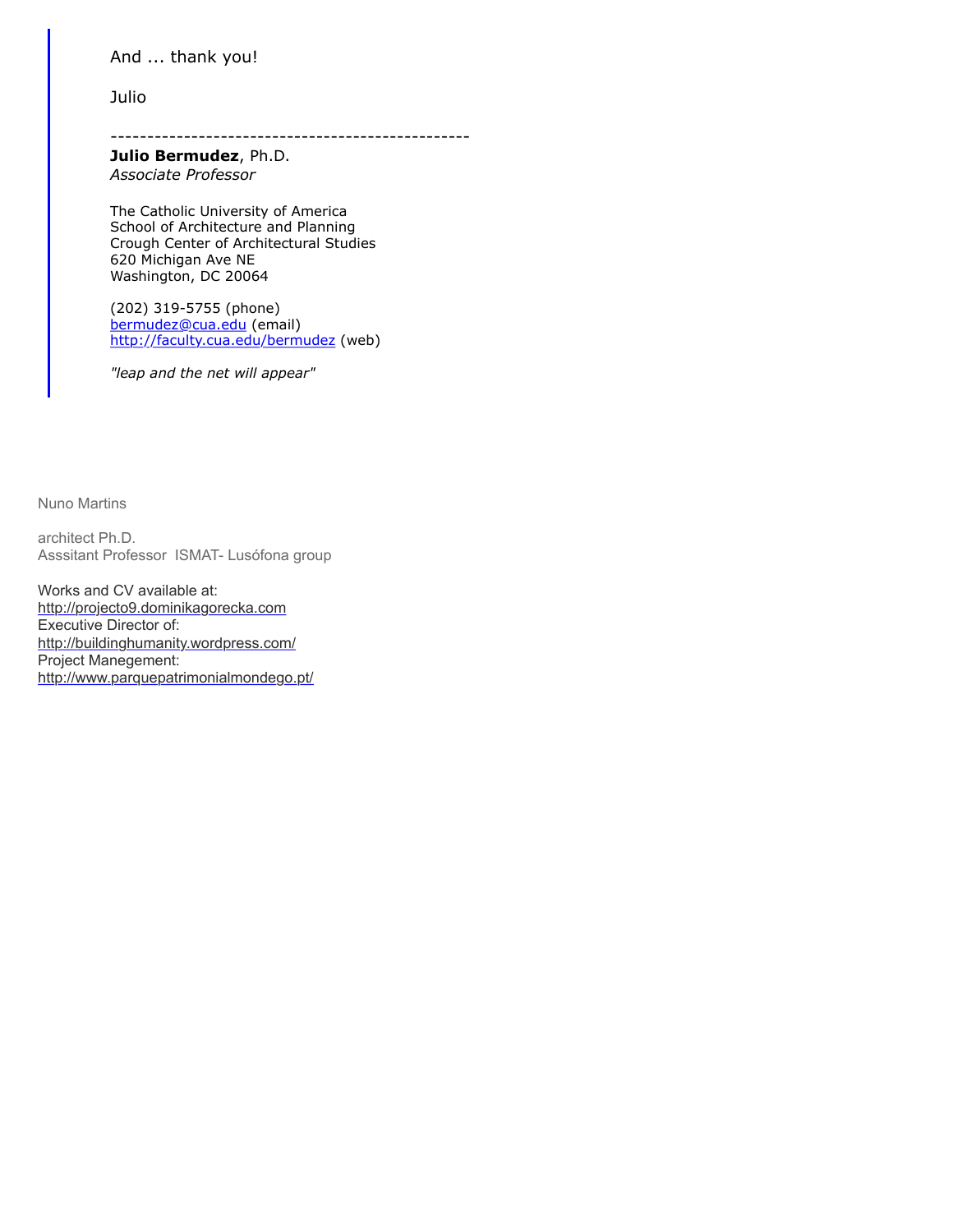> And … thank you!
>
> Julio
>
> --------------------------------------------------
> **Julio Bermudez**, Ph.D.
> *Associate Professor*
>
> The Catholic University of America
> School of Architecture and Planning
> Crough Center of Architectural Studies
> 620 Michigan Ave NE
> Washington, DC 20064
>
> (202) 319-5755 (phone)
> bermudez@cua.edu (email)
> http://faculty.cua.edu/bermudez (web)
>
> *"leap and the net will appear"*

Nuno Martins

architect Ph.D.
Asssitant Professor  ISMAT- Lusófona group

Works and CV available at:
http://projecto9.dominikagorecka.com
Executive Director of:
http://buildinghumanity.wordpress.com/
Project Manegement:
http://www.parquepatrimonialmondego.pt/